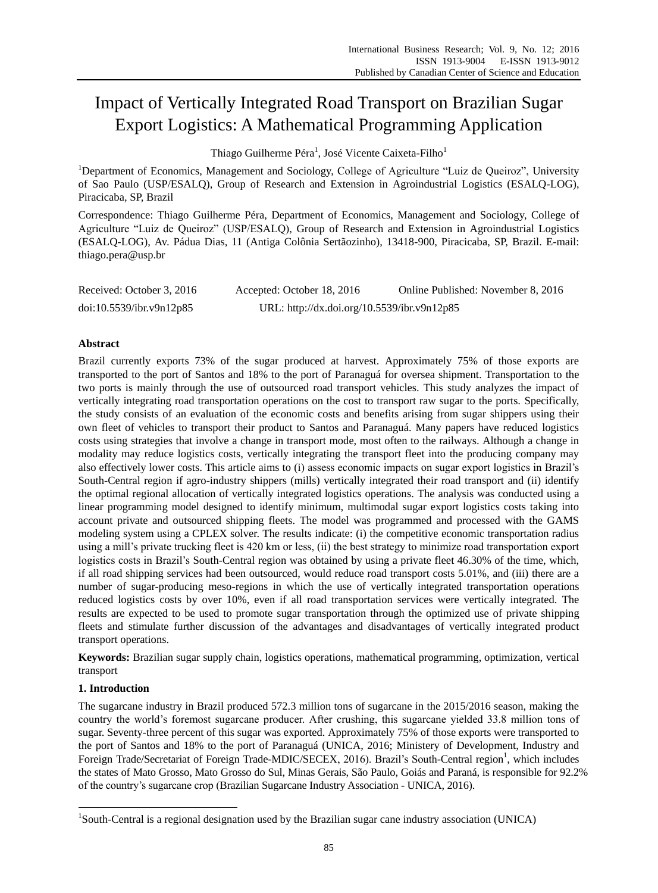# Impact of Vertically Integrated Road Transport on Brazilian Sugar Export Logistics: A Mathematical Programming Application

Thiago Guilherme Péra[1], José Vicente Caixeta-Filho[1]

[1]Department of Economics, Management and Sociology, College of Agriculture "Luiz de Queiroz", University of Sao Paulo (USP/ESALQ), Group of Research and Extension in Agroindustrial Logistics (ESALQ-LOG), Piracicaba, SP, Brazil

Correspondence: Thiago Guilherme Péra, Department of Economics, Management and Sociology, College of Agriculture "Luiz de Queiroz" (USP/ESALQ), Group of Research and Extension in Agroindustrial Logistics (ESALQ-LOG), Av. Pádua Dias, 11 (Antiga Colônia Sertãozinho), 13418-900, Piracicaba, SP, Brazil. E-mail: thiago.pera@usp.br

Received: October 3, 2016 Accepted: October 18, 2016 Online Published: November 8, 2016

doi:10.5539/ibr.v9n12p85 URL: http://dx.doi.org/10.5539/ibr.v9n12p85

## Abstract

Brazil currently exports 73% of the sugar produced at harvest. Approximately 75% of those exports are transported to the port of Santos and 18% to the port of Paranaguá for oversea shipment. Transportation to the two ports is mainly through the use of outsourced road transport vehicles. This study analyzes the impact of vertically integrating road transportation operations on the cost to transport raw sugar to the ports. Specifically, the study consists of an evaluation of the economic costs and benefits arising from sugar shippers using their own fleet of vehicles to transport their product to Santos and Paranaguá. Many papers have reduced logistics costs using strategies that involve a change in transport mode, most often to the railways. Although a change in modality may reduce logistics costs, vertically integrating the transport fleet into the producing company may also effectively lower costs. This article aims to (i) assess economic impacts on sugar export logistics in Brazil's South-Central region if agro-industry shippers (mills) vertically integrated their road transport and (ii) identify the optimal regional allocation of vertically integrated logistics operations. The analysis was conducted using a linear programming model designed to identify minimum, multimodal sugar export logistics costs taking into account private and outsourced shipping fleets. The model was programmed and processed with the GAMS modeling system using a CPLEX solver. The results indicate: (i) the competitive economic transportation radius using a mill's private trucking fleet is 420 km or less, (ii) the best strategy to minimize road transportation export logistics costs in Brazil's South-Central region was obtained by using a private fleet 46.30% of the time, which, if all road shipping services had been outsourced, would reduce road transport costs 5.01%, and (iii) there are a number of sugar-producing meso-regions in which the use of vertically integrated transportation operations reduced logistics costs by over 10%, even if all road transportation services were vertically integrated. The results are expected to be used to promote sugar transportation through the optimized use of private shipping fleets and stimulate further discussion of the advantages and disadvantages of vertically integrated product transport operations.

**Keywords:** Brazilian sugar supply chain, logistics operations, mathematical programming, optimization, vertical transport

## 1. Introduction

The sugarcane industry in Brazil produced 572.3 million tons of sugarcane in the 2015/2016 season, making the country the world's foremost sugarcane producer. After crushing, this sugarcane yielded 33.8 million tons of sugar. Seventy-three percent of this sugar was exported. Approximately 75% of those exports were transported to the port of Santos and 18% to the port of Paranaguá (UNICA, 2016; Ministery of Development, Industry and Foreign Trade/Secretariat of Foreign Trade-MDIC/SECEX, 2016). Brazil's South-Central region[1], which includes the states of Mato Grosso, Mato Grosso do Sul, Minas Gerais, São Paulo, Goiás and Paraná, is responsible for 92.2% of the country's sugarcane crop (Brazilian Sugarcane Industry Association - UNICA, 2016).

[1]South-Central is a regional designation used by the Brazilian sugar cane industry association (UNICA)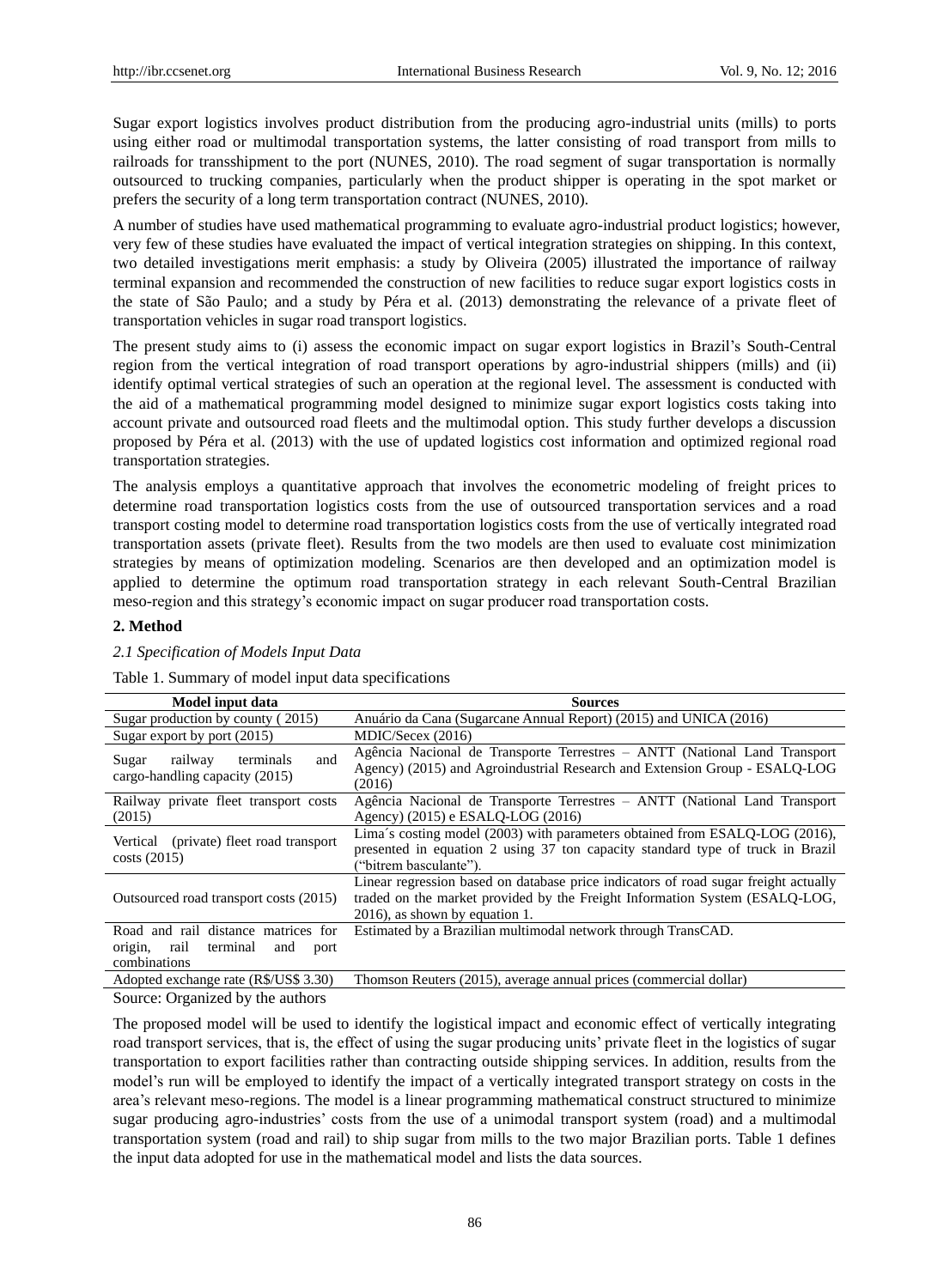Sugar export logistics involves product distribution from the producing agro-industrial units (mills) to ports using either road or multimodal transportation systems, the latter consisting of road transport from mills to railroads for transshipment to the port (NUNES, 2010). The road segment of sugar transportation is normally outsourced to trucking companies, particularly when the product shipper is operating in the spot market or prefers the security of a long term transportation contract (NUNES, 2010).

A number of studies have used mathematical programming to evaluate agro-industrial product logistics; however, very few of these studies have evaluated the impact of vertical integration strategies on shipping. In this context, two detailed investigations merit emphasis: a study by Oliveira (2005) illustrated the importance of railway terminal expansion and recommended the construction of new facilities to reduce sugar export logistics costs in the state of São Paulo; and a study by Péra et al. (2013) demonstrating the relevance of a private fleet of transportation vehicles in sugar road transport logistics.

The present study aims to (i) assess the economic impact on sugar export logistics in Brazil's South-Central region from the vertical integration of road transport operations by agro-industrial shippers (mills) and (ii) identify optimal vertical strategies of such an operation at the regional level. The assessment is conducted with the aid of a mathematical programming model designed to minimize sugar export logistics costs taking into account private and outsourced road fleets and the multimodal option. This study further develops a discussion proposed by Péra et al. (2013) with the use of updated logistics cost information and optimized regional road transportation strategies.

The analysis employs a quantitative approach that involves the econometric modeling of freight prices to determine road transportation logistics costs from the use of outsourced transportation services and a road transport costing model to determine road transportation logistics costs from the use of vertically integrated road transportation assets (private fleet). Results from the two models are then used to evaluate cost minimization strategies by means of optimization modeling. Scenarios are then developed and an optimization model is applied to determine the optimum road transportation strategy in each relevant South-Central Brazilian meso-region and this strategy's economic impact on sugar producer road transportation costs.

## 2. Method

### 2.1 Specification of Models Input Data

Table 1. Summary of model input data specifications

| Model input data | Sources |
|---|---|
| Sugar production by county ( 2015) | Anuário da Cana (Sugarcane Annual Report) (2015) and UNICA (2016) |
| Sugar export by port (2015) | MDIC/Secex (2016) |
| Sugar railway terminals and cargo-handling capacity (2015) | Agência Nacional de Transporte Terrestres – ANTT (National Land Transport Agency) (2015) and Agroindustrial Research and Extension Group - ESALQ-LOG (2016) |
| Railway private fleet transport costs (2015) | Agência Nacional de Transporte Terrestres – ANTT (National Land Transport Agency) (2015) e ESALQ-LOG (2016) |
| Vertical (private) fleet road transport costs (2015) | Lima´s costing model (2003) with parameters obtained from ESALQ-LOG (2016), presented in equation 2 using 37 ton capacity standard type of truck in Brazil ("bitrem basculante"). |
| Outsourced road transport costs (2015) | Linear regression based on database price indicators of road sugar freight actually traded on the market provided by the Freight Information System (ESALQ-LOG, 2016), as shown by equation 1. |
| Road and rail distance matrices for origin, rail terminal and port combinations | Estimated by a Brazilian multimodal network through TransCAD. |
| Adopted exchange rate (R$/US$ 3.30) | Thomson Reuters (2015), average annual prices (commercial dollar) |

Source: Organized by the authors

The proposed model will be used to identify the logistical impact and economic effect of vertically integrating road transport services, that is, the effect of using the sugar producing units' private fleet in the logistics of sugar transportation to export facilities rather than contracting outside shipping services. In addition, results from the model's run will be employed to identify the impact of a vertically integrated transport strategy on costs in the area's relevant meso-regions. The model is a linear programming mathematical construct structured to minimize sugar producing agro-industries' costs from the use of a unimodal transport system (road) and a multimodal transportation system (road and rail) to ship sugar from mills to the two major Brazilian ports. Table 1 defines the input data adopted for use in the mathematical model and lists the data sources.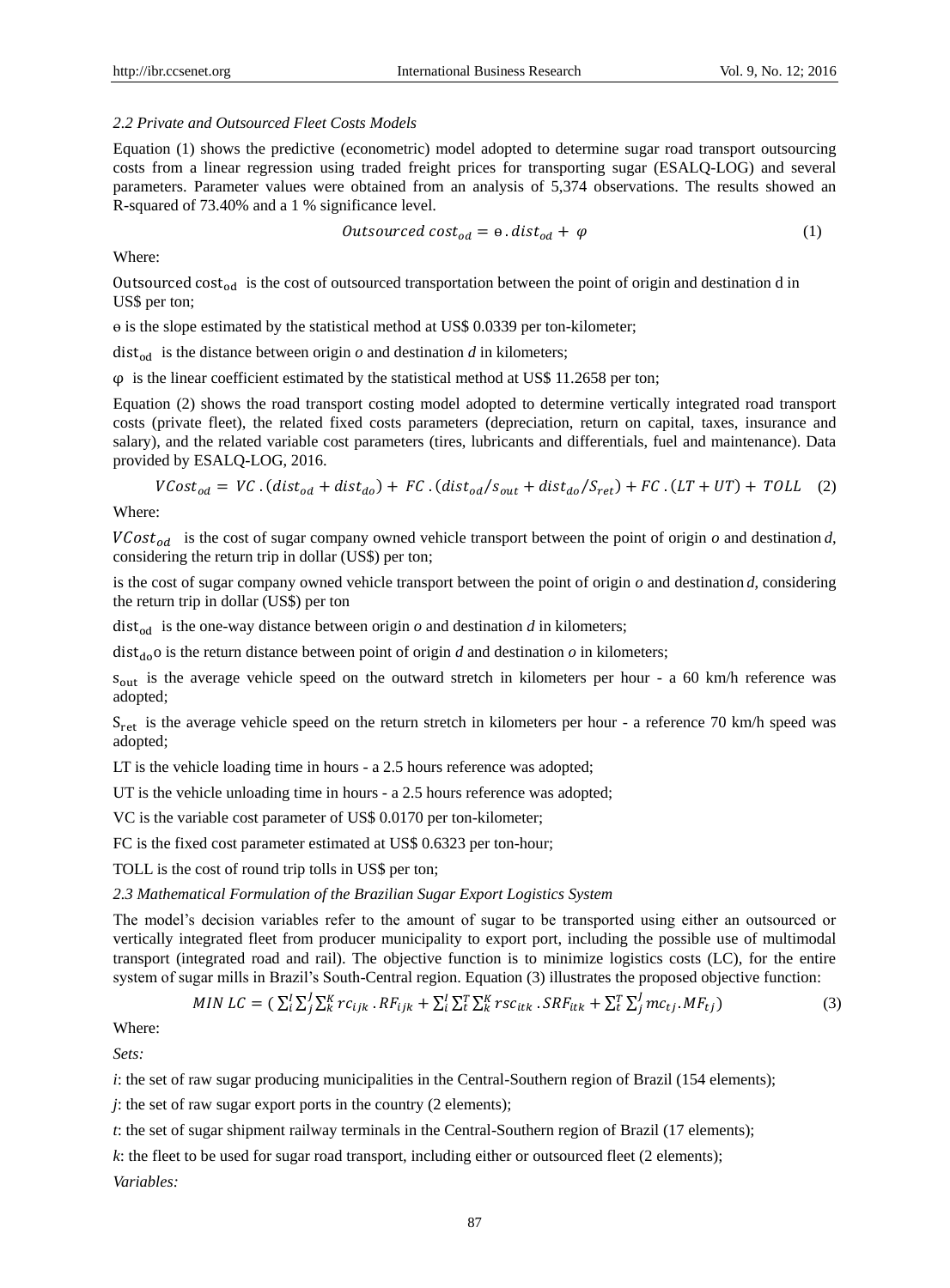*2.2 Private and Outsourced Fleet Costs Models*

Equation (1) shows the predictive (econometric) model adopted to determine sugar road transport outsourcing costs from a linear regression using traded freight prices for transporting sugar (ESALQ-LOG) and several parameters. Parameter values were obtained from an analysis of 5,374 observations. The results showed an R-squared of 73.40% and a 1 % significance level.

$$Outsourced\ cost_{od} = \text{ɵ} \,.\, dist_{od} + \varphi \quad (1)$$

Where:

$\text{Outsourced cost}_{od}$ is the cost of outsourced transportation between the point of origin and destination d in US$ per ton;

ɵ is the slope estimated by the statistical method at US$ 0.0339 per ton-kilometer;

$\text{dist}_{od}$ is the distance between origin *o* and destination *d* in kilometers;

φ is the linear coefficient estimated by the statistical method at US$ 11.2658 per ton;

Equation (2) shows the road transport costing model adopted to determine vertically integrated road transport costs (private fleet), the related fixed costs parameters (depreciation, return on capital, taxes, insurance and salary), and the related variable cost parameters (tires, lubricants and differentials, fuel and maintenance). Data provided by ESALQ-LOG, 2016.

$$VCost_{od} = VC \,.\, (dist_{od} + dist_{do}) + FC \,.\, (dist_{od}/s_{out} + dist_{do}/S_{ret}) + FC \,.\, (LT + UT) + TOLL \quad (2)$$

Where:

$VCost_{od}$ is the cost of sugar company owned vehicle transport between the point of origin *o* and destination *d*, considering the return trip in dollar (US$) per ton;

is the cost of sugar company owned vehicle transport between the point of origin *o* and destination *d*, considering the return trip in dollar (US$) per ton

$\text{dist}_{od}$ is the one-way distance between origin *o* and destination *d* in kilometers;

$\text{dist}_{do}$o is the return distance between point of origin *d* and destination *o* in kilometers;

$\text{s}_{out}$ is the average vehicle speed on the outward stretch in kilometers per hour - a 60 km/h reference was adopted;

$\text{S}_{ret}$ is the average vehicle speed on the return stretch in kilometers per hour - a reference 70 km/h speed was adopted;

LT is the vehicle loading time in hours - a 2.5 hours reference was adopted;

UT is the vehicle unloading time in hours - a 2.5 hours reference was adopted;

VC is the variable cost parameter of US$ 0.0170 per ton-kilometer;

FC is the fixed cost parameter estimated at US$ 0.6323 per ton-hour;

TOLL is the cost of round trip tolls in US$ per ton;

*2.3 Mathematical Formulation of the Brazilian Sugar Export Logistics System*

The model's decision variables refer to the amount of sugar to be transported using either an outsourced or vertically integrated fleet from producer municipality to export port, including the possible use of multimodal transport (integrated road and rail). The objective function is to minimize logistics costs (LC), for the entire system of sugar mills in Brazil's South-Central region. Equation (3) illustrates the proposed objective function:

$$MIN\ LC = (\textstyle\sum_i^I \sum_j^J \sum_k^K rc_{ijk} \,.\, RF_{ijk} + \sum_i^I \sum_t^T \sum_k^K rsc_{itk} \,.\, SRF_{itk} + \sum_t^T \sum_j^J mc_{tj} . MF_{tj}) \quad (3)$$

Where:

*Sets:*

*i*: the set of raw sugar producing municipalities in the Central-Southern region of Brazil (154 elements);

*j*: the set of raw sugar export ports in the country (2 elements);

*t*: the set of sugar shipment railway terminals in the Central-Southern region of Brazil (17 elements);

*k*: the fleet to be used for sugar road transport, including either or outsourced fleet (2 elements);

*Variables:*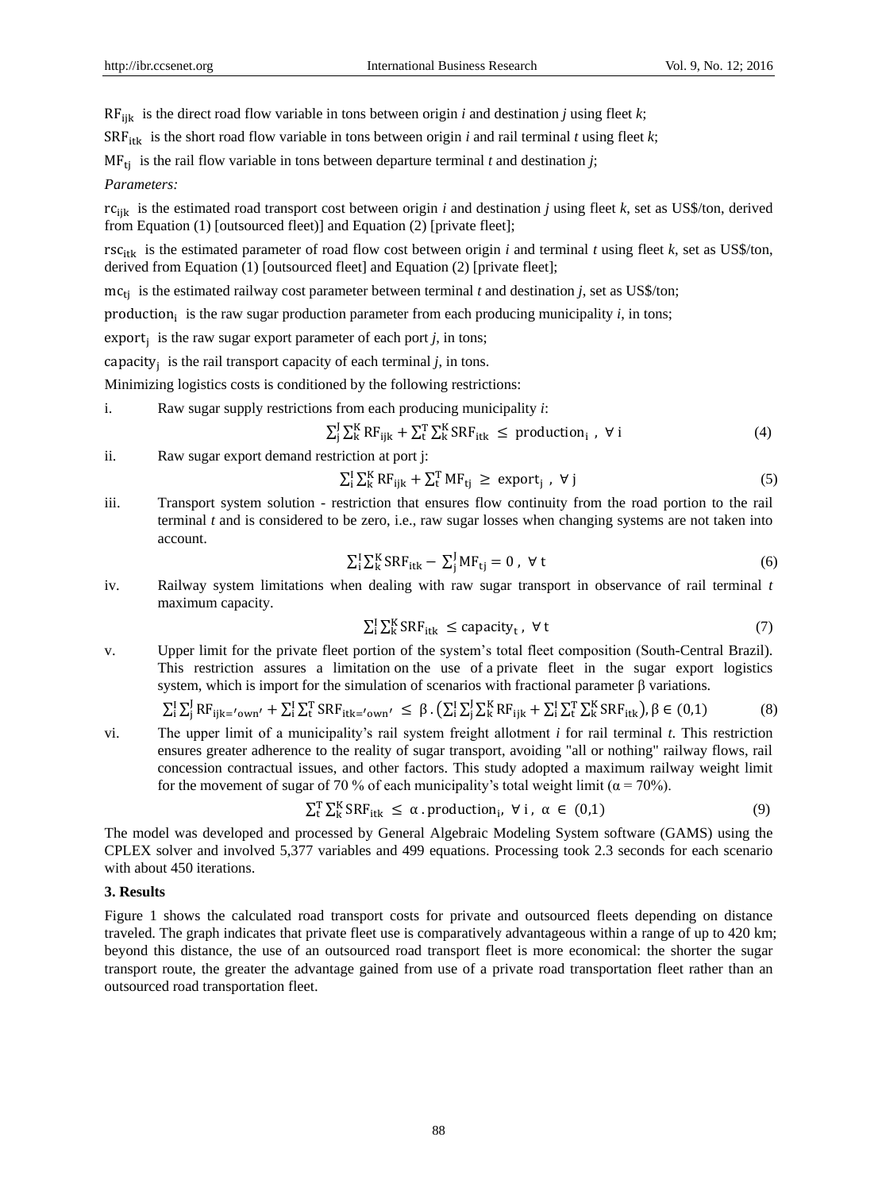$\mathrm{RF_{ijk}}$ is the direct road flow variable in tons between origin *i* and destination *j* using fleet *k*;

$\mathrm{SRF_{itk}}$ is the short road flow variable in tons between origin *i* and rail terminal *t* using fleet *k*;

$\mathrm{MF_{tj}}$ is the rail flow variable in tons between departure terminal *t* and destination *j*;

*Parameters:*

$\mathrm{rc_{ijk}}$ is the estimated road transport cost between origin *i* and destination *j* using fleet *k*, set as US$/ton, derived from Equation (1) [outsourced fleet)] and Equation (2) [private fleet];

$\mathrm{rsc_{itk}}$ is the estimated parameter of road flow cost between origin *i* and terminal *t* using fleet *k*, set as US$/ton, derived from Equation (1) [outsourced fleet] and Equation (2) [private fleet];

$\mathrm{mc_{tj}}$ is the estimated railway cost parameter between terminal *t* and destination *j*, set as US$/ton;

$\mathrm{production_i}$ is the raw sugar production parameter from each producing municipality *i*, in tons;

$\mathrm{export_j}$ is the raw sugar export parameter of each port *j*, in tons;

$\mathrm{capacity_j}$ is the rail transport capacity of each terminal *j*, in tons.

Minimizing logistics costs is conditioned by the following restrictions:

i. Raw sugar supply restrictions from each producing municipality *i*:

$$\sum_j^J \sum_k^K \mathrm{RF_{ijk}} + \sum_t^T \sum_k^K \mathrm{SRF_{itk}} \leq \mathrm{production_i}\ ,\ \forall\, \mathrm{i} \tag{4}$$

ii. Raw sugar export demand restriction at port j:

$$\sum_i^I \sum_k^K \mathrm{RF_{ijk}} + \sum_t^T \mathrm{MF_{tj}} \geq \mathrm{export_j}\ ,\ \forall\, \mathrm{j} \tag{5}$$

iii. Transport system solution - restriction that ensures flow continuity from the road portion to the rail terminal *t* and is considered to be zero, i.e., raw sugar losses when changing systems are not taken into account.

$$\sum_i^I \sum_k^K \mathrm{SRF_{itk}} - \sum_j^J \mathrm{MF_{tj}} = 0\ ,\ \forall\, \mathrm{t} \tag{6}$$

iv. Railway system limitations when dealing with raw sugar transport in observance of rail terminal *t* maximum capacity.

$$\sum_i^I \sum_k^K \mathrm{SRF_{itk}} \leq \mathrm{capacity_t}\ ,\ \forall\, \mathrm{t} \tag{7}$$

v. Upper limit for the private fleet portion of the system's total fleet composition (South-Central Brazil). This restriction assures a limitation on the use of a private fleet in the sugar export logistics system, which is import for the simulation of scenarios with fractional parameter β variations.

$$\sum_i^I \sum_j^J \mathrm{RF_{ijk='own'}} + \sum_i^I \sum_t^T \mathrm{SRF_{itk='own'}} \leq \beta \,.\left(\sum_i^I \sum_j^J \sum_k^K \mathrm{RF_{ijk}} + \sum_i^I \sum_t^T \sum_k^K \mathrm{SRF_{itk}}\right), \beta \in (0,1) \tag{8}$$

vi. The upper limit of a municipality's rail system freight allotment *i* for rail terminal *t*. This restriction ensures greater adherence to the reality of sugar transport, avoiding "all or nothing" railway flows, rail concession contractual issues, and other factors. This study adopted a maximum railway weight limit for the movement of sugar of 70 % of each municipality's total weight limit (α = 70%).

$$\sum_t^T \sum_k^K \mathrm{SRF_{itk}} \leq \alpha \,.\, \mathrm{production_i},\ \forall\, \mathrm{i}\ ,\ \alpha \in (0,1) \tag{9}$$

The model was developed and processed by General Algebraic Modeling System software (GAMS) using the CPLEX solver and involved 5,377 variables and 499 equations. Processing took 2.3 seconds for each scenario with about 450 iterations.

**3. Results**

Figure 1 shows the calculated road transport costs for private and outsourced fleets depending on distance traveled. The graph indicates that private fleet use is comparatively advantageous within a range of up to 420 km; beyond this distance, the use of an outsourced road transport fleet is more economical: the shorter the sugar transport route, the greater the advantage gained from use of a private road transportation fleet rather than an outsourced road transportation fleet.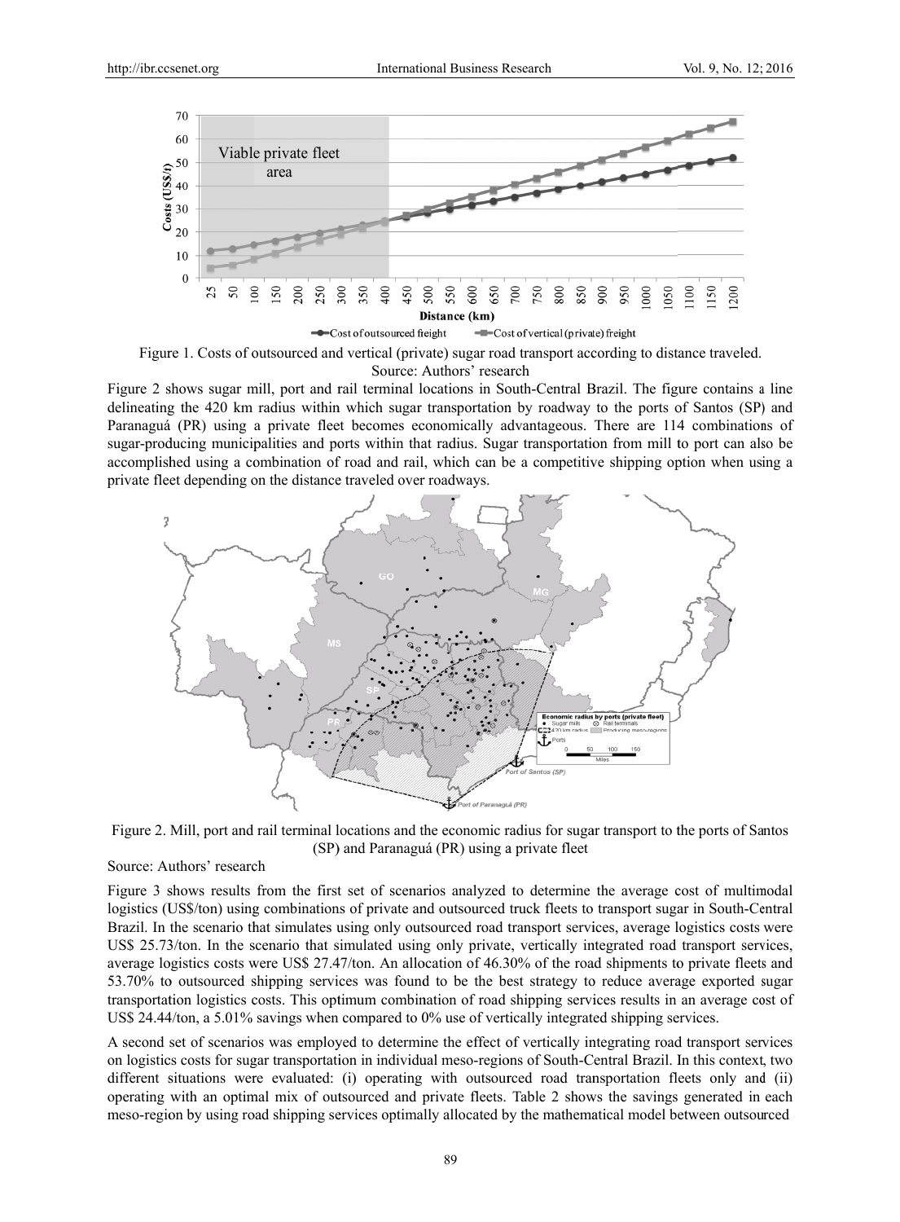Figure 1. Costs of outsourced and vertical (private) sugar road transport according to distance traveled.

Source: Authors' research

Figure 2 shows sugar mill, port and rail terminal locations in South-Central Brazil. The figure contains a line delineating the 420 km radius within which sugar transportation by roadway to the ports of Santos (SP) and Paranaguá (PR) using a private fleet becomes economically advantageous. There are 114 combinations of sugar-producing municipalities and ports within that radius. Sugar transportation from mill to port can also be accomplished using a combination of road and rail, which can be a competitive shipping option when using a private fleet depending on the distance traveled over roadways.

Figure 2. Mill, port and rail terminal locations and the economic radius for sugar transport to the ports of Santos (SP) and Paranaguá (PR) using a private fleet

Source: Authors' research

Figure 3 shows results from the first set of scenarios analyzed to determine the average cost of multimodal logistics (US$/ton) using combinations of private and outsourced truck fleets to transport sugar in South-Central Brazil. In the scenario that simulates using only outsourced road transport services, average logistics costs were US$ 25.73/ton. In the scenario that simulated using only private, vertically integrated road transport services, average logistics costs were US$ 27.47/ton. An allocation of 46.30% of the road shipments to private fleets and 53.70% to outsourced shipping services was found to be the best strategy to reduce average exported sugar transportation logistics costs. This optimum combination of road shipping services results in an average cost of US$ 24.44/ton, a 5.01% savings when compared to 0% use of vertically integrated shipping services.

A second set of scenarios was employed to determine the effect of vertically integrating road transport services on logistics costs for sugar transportation in individual meso-regions of South-Central Brazil. In this context, two different situations were evaluated: (i) operating with outsourced road transportation fleets only and (ii) operating with an optimal mix of outsourced and private fleets. Table 2 shows the savings generated in each meso-region by using road shipping services optimally allocated by the mathematical model between outsourced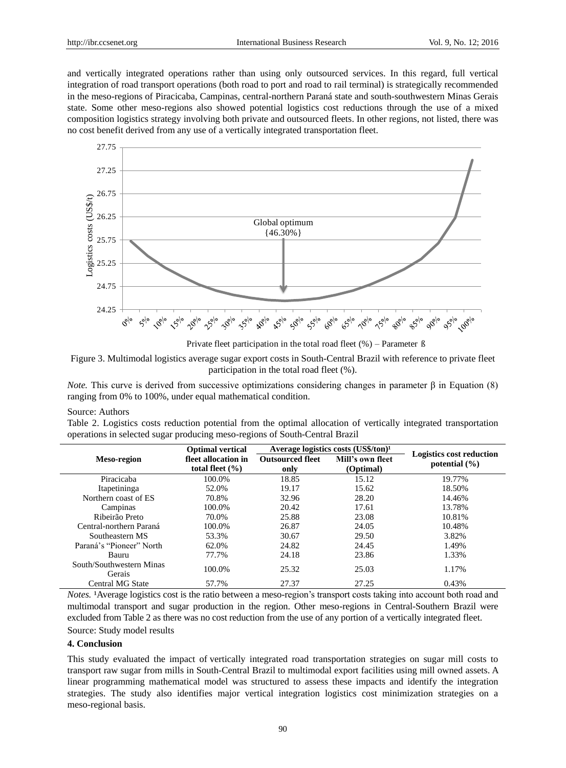and vertically integrated operations rather than using only outsourced services. In this regard, full vertical integration of road transport operations (both road to port and road to rail terminal) is strategically recommended in the meso-regions of Piracicaba, Campinas, central-northern Paraná state and south-southwestern Minas Gerais state. Some other meso-regions also showed potential logistics cost reductions through the use of a mixed composition logistics strategy involving both private and outsourced fleets. In other regions, not listed, there was no cost benefit derived from any use of a vertically integrated transportation fleet.

Figure 3. Multimodal logistics average sugar export costs in South-Central Brazil with reference to private fleet participation in the total road fleet (%).

*Note.* This curve is derived from successive optimizations considering changes in parameter β in Equation (8) ranging from 0% to 100%, under equal mathematical condition.

Source: Authors

Table 2. Logistics costs reduction potential from the optimal allocation of vertically integrated transportation operations in selected sugar producing meso-regions of South-Central Brazil

| Meso-region | Optimal vertical fleet allocation in total fleet (%) | Average logistics costs (US$/ton)[1] | | Logistics cost reduction potential (%) |
|---|---|---|---|---|
| | | Outsourced fleet only | Mill's own fleet (Optimal) | |
| Piracicaba | 100.0% | 18.85 | 15.12 | 19.77% |
| Itapetininga | 52.0% | 19.17 | 15.62 | 18.50% |
| Northern coast of ES | 70.8% | 32.96 | 28.20 | 14.46% |
| Campinas | 100.0% | 20.42 | 17.61 | 13.78% |
| Ribeirão Preto | 70.0% | 25.88 | 23.08 | 10.81% |
| Central-northern Paraná | 100.0% | 26.87 | 24.05 | 10.48% |
| Southeastern MS | 53.3% | 30.67 | 29.50 | 3.82% |
| Paraná's "Pioneer" North | 62.0% | 24.82 | 24.45 | 1.49% |
| Bauru | 77.7% | 24.18 | 23.86 | 1.33% |
| South/Southwestern Minas Gerais | 100.0% | 25.32 | 25.03 | 1.17% |
| Central MG State | 57.7% | 27.37 | 27.25 | 0.43% |

*Notes.* [1]Average logistics cost is the ratio between a meso-region's transport costs taking into account both road and multimodal transport and sugar production in the region. Other meso-regions in Central-Southern Brazil were excluded from Table 2 as there was no cost reduction from the use of any portion of a vertically integrated fleet.

Source: Study model results

## 4. Conclusion

This study evaluated the impact of vertically integrated road transportation strategies on sugar mill costs to transport raw sugar from mills in South-Central Brazil to multimodal export facilities using mill owned assets. A linear programming mathematical model was structured to assess these impacts and identify the integration strategies. The study also identifies major vertical integration logistics cost minimization strategies on a meso-regional basis.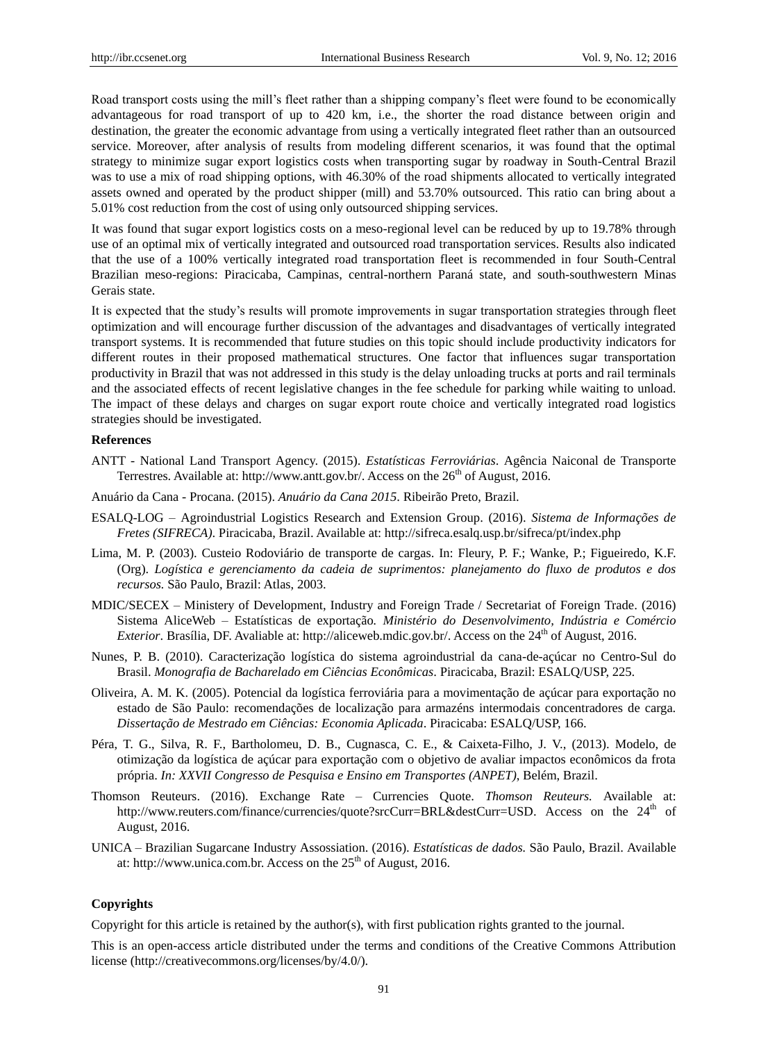Road transport costs using the mill's fleet rather than a shipping company's fleet were found to be economically advantageous for road transport of up to 420 km, i.e., the shorter the road distance between origin and destination, the greater the economic advantage from using a vertically integrated fleet rather than an outsourced service. Moreover, after analysis of results from modeling different scenarios, it was found that the optimal strategy to minimize sugar export logistics costs when transporting sugar by roadway in South-Central Brazil was to use a mix of road shipping options, with 46.30% of the road shipments allocated to vertically integrated assets owned and operated by the product shipper (mill) and 53.70% outsourced. This ratio can bring about a 5.01% cost reduction from the cost of using only outsourced shipping services.

It was found that sugar export logistics costs on a meso-regional level can be reduced by up to 19.78% through use of an optimal mix of vertically integrated and outsourced road transportation services. Results also indicated that the use of a 100% vertically integrated road transportation fleet is recommended in four South-Central Brazilian meso-regions: Piracicaba, Campinas, central-northern Paraná state, and south-southwestern Minas Gerais state.

It is expected that the study's results will promote improvements in sugar transportation strategies through fleet optimization and will encourage further discussion of the advantages and disadvantages of vertically integrated transport systems. It is recommended that future studies on this topic should include productivity indicators for different routes in their proposed mathematical structures. One factor that influences sugar transportation productivity in Brazil that was not addressed in this study is the delay unloading trucks at ports and rail terminals and the associated effects of recent legislative changes in the fee schedule for parking while waiting to unload. The impact of these delays and charges on sugar export route choice and vertically integrated road logistics strategies should be investigated.

## References

ANTT - National Land Transport Agency. (2015). *Estatísticas Ferroviárias*. Agência Naiconal de Transporte Terrestres. Available at: http://www.antt.gov.br/. Access on the 26th of August, 2016.

Anuário da Cana - Procana. (2015). *Anuário da Cana 2015*. Ribeirão Preto, Brazil.

ESALQ-LOG – Agroindustrial Logistics Research and Extension Group. (2016). *Sistema de Informações de Fretes (SIFRECA)*. Piracicaba, Brazil. Available at: http://sifreca.esalq.usp.br/sifreca/pt/index.php

Lima, M. P. (2003). Custeio Rodoviário de transporte de cargas. In: Fleury, P. F.; Wanke, P.; Figueiredo, K.F. (Org). *Logística e gerenciamento da cadeia de suprimentos: planejamento do fluxo de produtos e dos recursos.* São Paulo, Brazil: Atlas, 2003.

MDIC/SECEX – Ministery of Development, Industry and Foreign Trade / Secretariat of Foreign Trade. (2016) Sistema AliceWeb – Estatísticas de exportação. *Ministério do Desenvolvimento, Indústria e Comércio Exterior*. Brasília, DF. Avaliable at: http://aliceweb.mdic.gov.br/. Access on the 24th of August, 2016.

Nunes, P. B. (2010). Caracterização logística do sistema agroindustrial da cana-de-açúcar no Centro-Sul do Brasil. *Monografia de Bacharelado em Ciências Econômicas*. Piracicaba, Brazil: ESALQ/USP, 225.

Oliveira, A. M. K. (2005). Potencial da logística ferroviária para a movimentação de açúcar para exportação no estado de São Paulo: recomendações de localização para armazéns intermodais concentradores de carga. *Dissertação de Mestrado em Ciências: Economia Aplicada*. Piracicaba: ESALQ/USP, 166.

Péra, T. G., Silva, R. F., Bartholomeu, D. B., Cugnasca, C. E., & Caixeta-Filho, J. V., (2013). Modelo, de otimização da logística de açúcar para exportação com o objetivo de avaliar impactos econômicos da frota própria. *In: XXVII Congresso de Pesquisa e Ensino em Transportes (ANPET)*, Belém, Brazil.

Thomson Reuteurs. (2016). Exchange Rate – Currencies Quote. *Thomson Reuteurs.* Available at: http://www.reuters.com/finance/currencies/quote?srcCurr=BRL&destCurr=USD. Access on the 24th of August, 2016.

UNICA – Brazilian Sugarcane Industry Assossiation. (2016). *Estatísticas de dados.* São Paulo, Brazil. Available at: http://www.unica.com.br. Access on the 25th of August, 2016.

## Copyrights

Copyright for this article is retained by the author(s), with first publication rights granted to the journal.

This is an open-access article distributed under the terms and conditions of the Creative Commons Attribution license (http://creativecommons.org/licenses/by/4.0/).